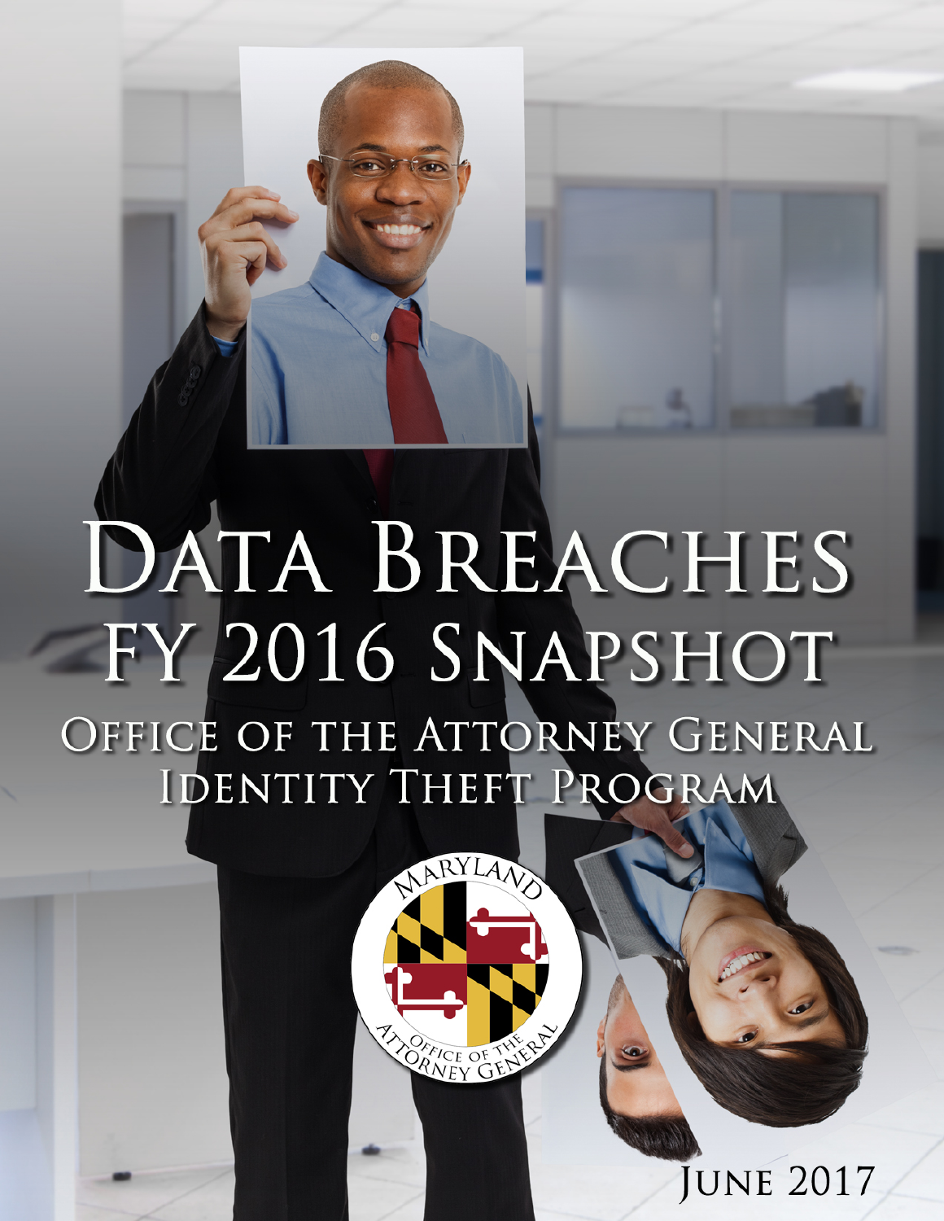# Data Breaches

## FY 2016 Snapshot

### Office of the Attorney General
### Identity Theft Program

Maryland Office of the Attorney General

June 2017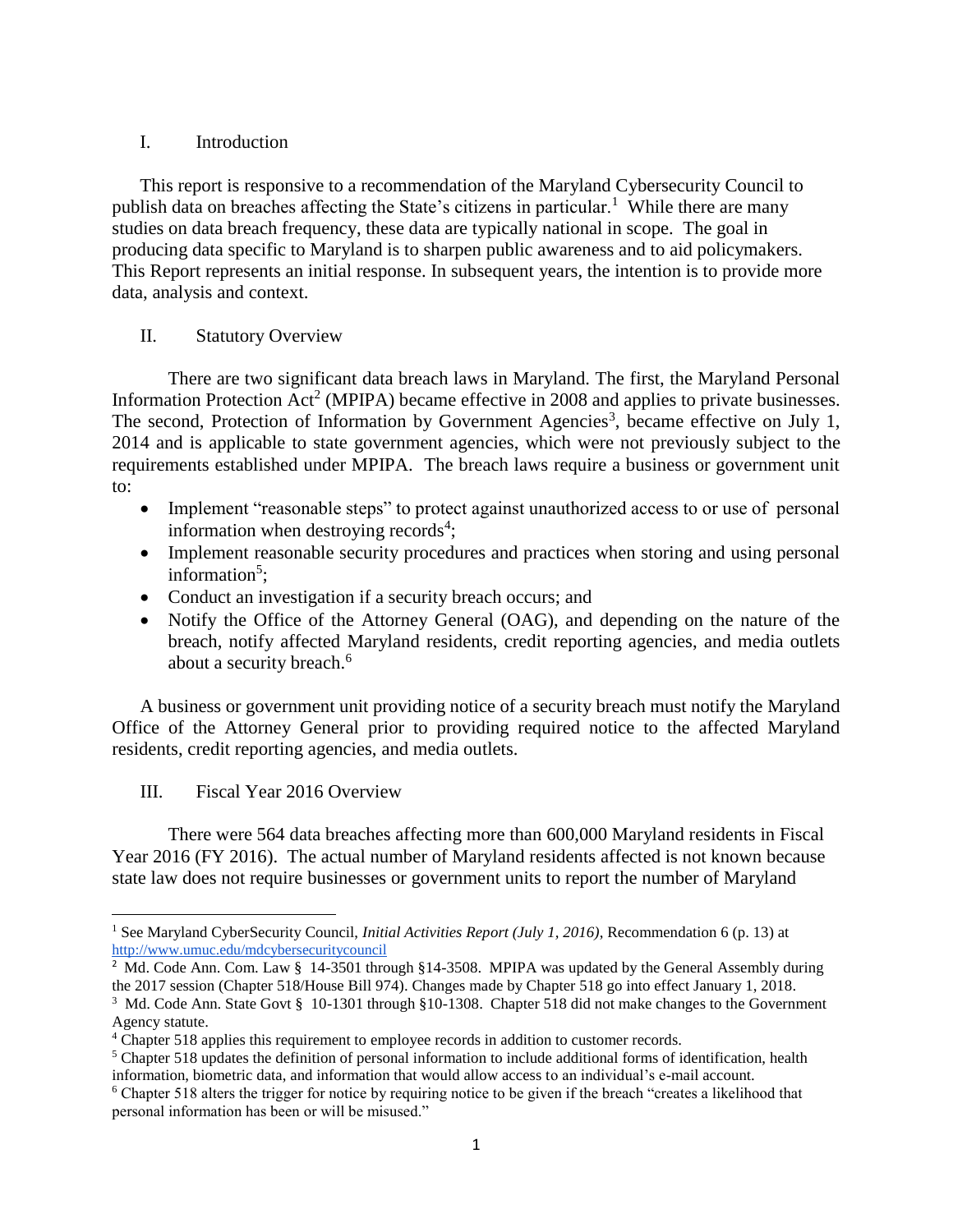## I. Introduction

This report is responsive to a recommendation of the Maryland Cybersecurity Council to publish data on breaches affecting the State's citizens in particular.[1] While there are many studies on data breach frequency, these data are typically national in scope. The goal in producing data specific to Maryland is to sharpen public awareness and to aid policymakers. This Report represents an initial response. In subsequent years, the intention is to provide more data, analysis and context.

## II. Statutory Overview

There are two significant data breach laws in Maryland. The first, the Maryland Personal Information Protection Act[2] (MPIPA) became effective in 2008 and applies to private businesses. The second, Protection of Information by Government Agencies[3], became effective on July 1, 2014 and is applicable to state government agencies, which were not previously subject to the requirements established under MPIPA. The breach laws require a business or government unit to:

- Implement "reasonable steps" to protect against unauthorized access to or use of personal information when destroying records[4];
- Implement reasonable security procedures and practices when storing and using personal information[5];
- Conduct an investigation if a security breach occurs; and
- Notify the Office of the Attorney General (OAG), and depending on the nature of the breach, notify affected Maryland residents, credit reporting agencies, and media outlets about a security breach.[6]

A business or government unit providing notice of a security breach must notify the Maryland Office of the Attorney General prior to providing required notice to the affected Maryland residents, credit reporting agencies, and media outlets.

## III. Fiscal Year 2016 Overview

There were 564 data breaches affecting more than 600,000 Maryland residents in Fiscal Year 2016 (FY 2016). The actual number of Maryland residents affected is not known because state law does not require businesses or government units to report the number of Maryland

---

[1] See Maryland CyberSecurity Council, *Initial Activities Report (July 1, 2016)*, Recommendation 6 (p. 13) at http://www.umuc.edu/mdcybersecuritycouncil

[2] Md. Code Ann. Com. Law § 14-3501 through §14-3508. MPIPA was updated by the General Assembly during the 2017 session (Chapter 518/House Bill 974). Changes made by Chapter 518 go into effect January 1, 2018.

[3] Md. Code Ann. State Govt § 10-1301 through §10-1308. Chapter 518 did not make changes to the Government Agency statute.

[4] Chapter 518 applies this requirement to employee records in addition to customer records.

[5] Chapter 518 updates the definition of personal information to include additional forms of identification, health information, biometric data, and information that would allow access to an individual's e-mail account.

[6] Chapter 518 alters the trigger for notice by requiring notice to be given if the breach "creates a likelihood that personal information has been or will be misused."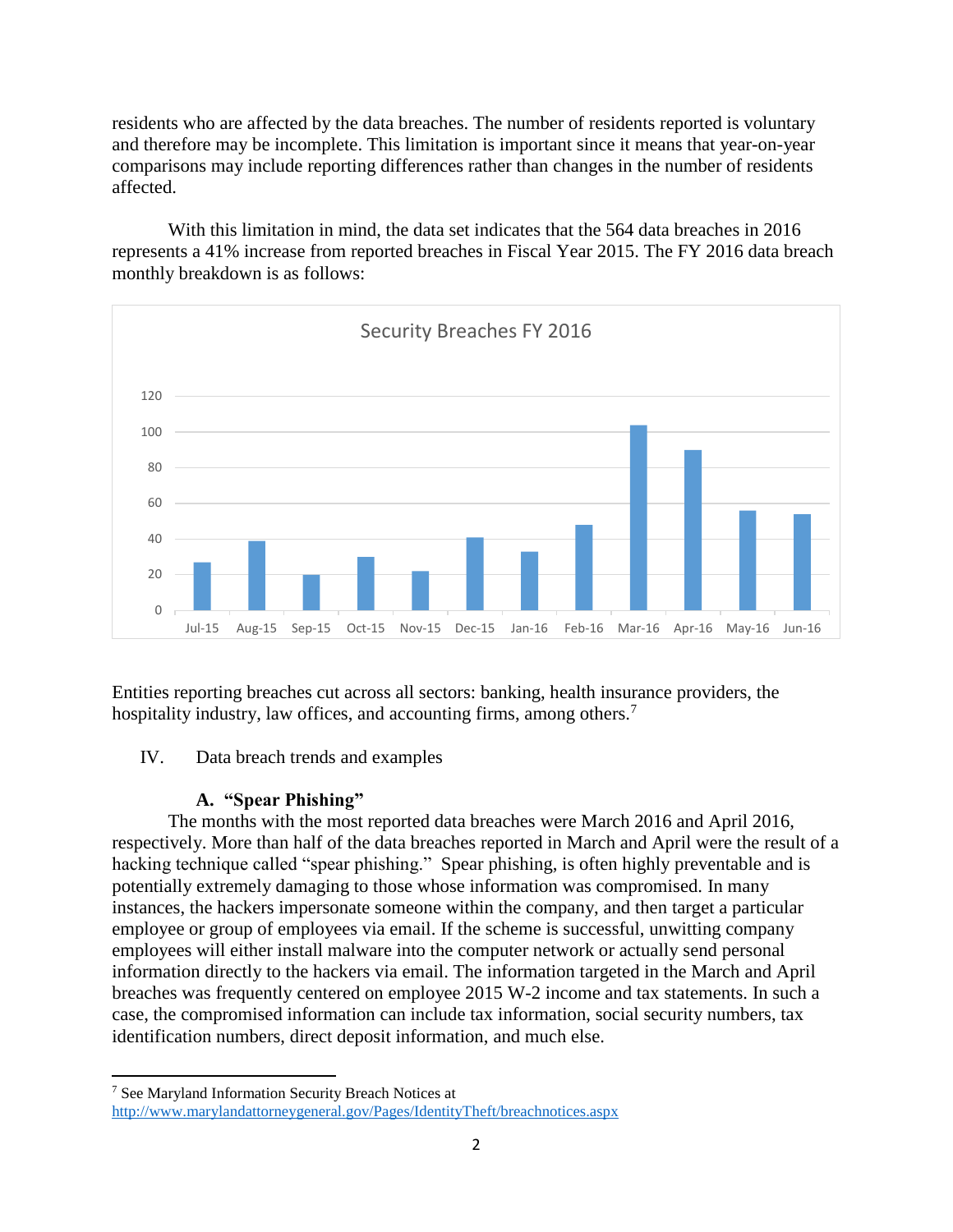residents who are affected by the data breaches. The number of residents reported is voluntary and therefore may be incomplete. This limitation is important since it means that year-on-year comparisons may include reporting differences rather than changes in the number of residents affected.

With this limitation in mind, the data set indicates that the 564 data breaches in 2016 represents a 41% increase from reported breaches in Fiscal Year 2015. The FY 2016 data breach monthly breakdown is as follows:

Security Breaches FY 2016

Entities reporting breaches cut across all sectors: banking, health insurance providers, the hospitality industry, law offices, and accounting firms, among others.[7]

## IV. Data breach trends and examples

### A. "Spear Phishing"

The months with the most reported data breaches were March 2016 and April 2016, respectively. More than half of the data breaches reported in March and April were the result of a hacking technique called "spear phishing." Spear phishing, is often highly preventable and is potentially extremely damaging to those whose information was compromised. In many instances, the hackers impersonate someone within the company, and then target a particular employee or group of employees via email. If the scheme is successful, unwitting company employees will either install malware into the computer network or actually send personal information directly to the hackers via email. The information targeted in the March and April breaches was frequently centered on employee 2015 W-2 income and tax statements. In such a case, the compromised information can include tax information, social security numbers, tax identification numbers, direct deposit information, and much else.

[7] See Maryland Information Security Breach Notices at http://www.marylandattorneygeneral.gov/Pages/IdentityTheft/breachnotices.aspx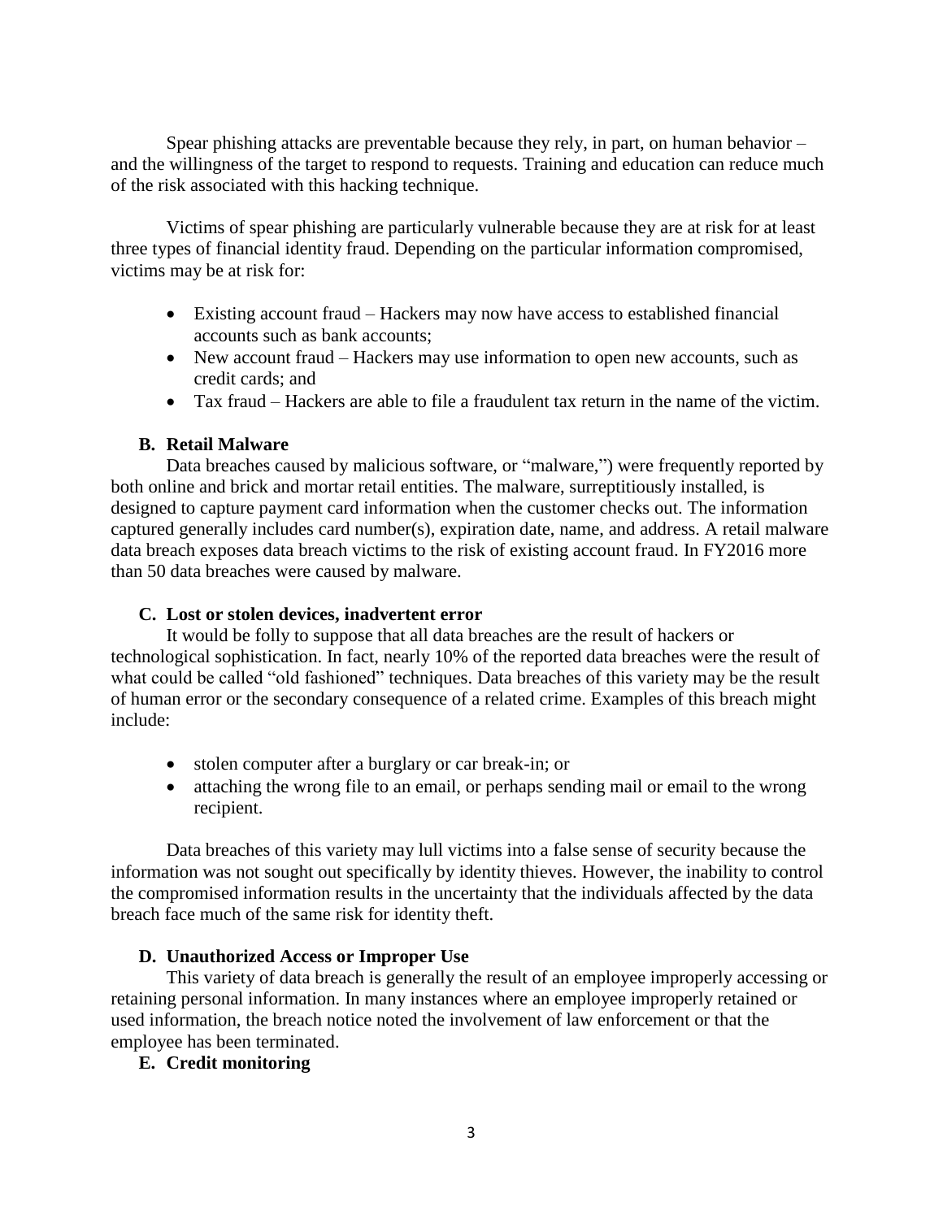Spear phishing attacks are preventable because they rely, in part, on human behavior – and the willingness of the target to respond to requests. Training and education can reduce much of the risk associated with this hacking technique.

Victims of spear phishing are particularly vulnerable because they are at risk for at least three types of financial identity fraud. Depending on the particular information compromised, victims may be at risk for:

- Existing account fraud – Hackers may now have access to established financial accounts such as bank accounts;
- New account fraud – Hackers may use information to open new accounts, such as credit cards; and
- Tax fraud – Hackers are able to file a fraudulent tax return in the name of the victim.

### B. Retail Malware

Data breaches caused by malicious software, or "malware,") were frequently reported by both online and brick and mortar retail entities. The malware, surreptitiously installed, is designed to capture payment card information when the customer checks out. The information captured generally includes card number(s), expiration date, name, and address. A retail malware data breach exposes data breach victims to the risk of existing account fraud. In FY2016 more than 50 data breaches were caused by malware.

### C. Lost or stolen devices, inadvertent error

It would be folly to suppose that all data breaches are the result of hackers or technological sophistication. In fact, nearly 10% of the reported data breaches were the result of what could be called "old fashioned" techniques. Data breaches of this variety may be the result of human error or the secondary consequence of a related crime. Examples of this breach might include:

- stolen computer after a burglary or car break-in; or
- attaching the wrong file to an email, or perhaps sending mail or email to the wrong recipient.

Data breaches of this variety may lull victims into a false sense of security because the information was not sought out specifically by identity thieves. However, the inability to control the compromised information results in the uncertainty that the individuals affected by the data breach face much of the same risk for identity theft.

### D. Unauthorized Access or Improper Use

This variety of data breach is generally the result of an employee improperly accessing or retaining personal information. In many instances where an employee improperly retained or used information, the breach notice noted the involvement of law enforcement or that the employee has been terminated.

### E. Credit monitoring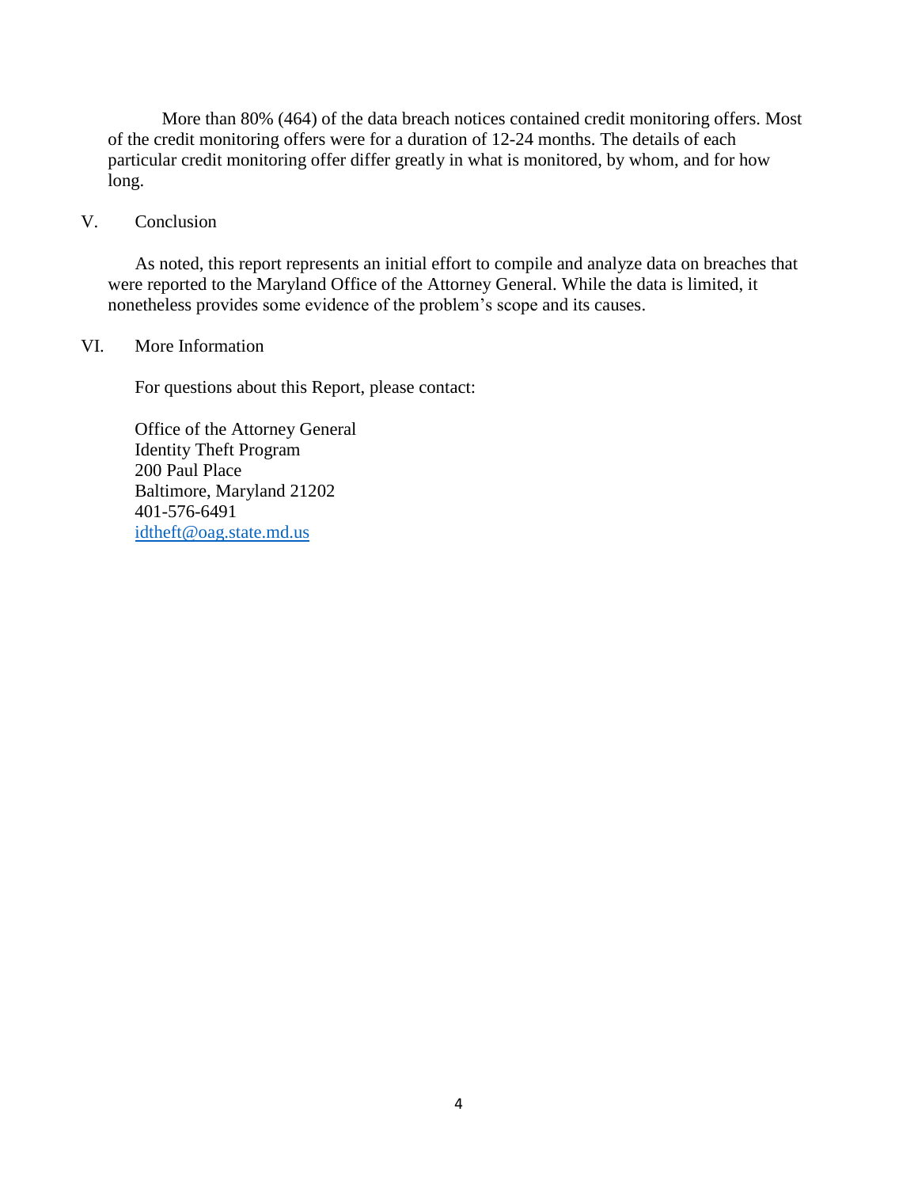More than 80% (464) of the data breach notices contained credit monitoring offers. Most of the credit monitoring offers were for a duration of 12-24 months. The details of each particular credit monitoring offer differ greatly in what is monitored, by whom, and for how long.

## V. Conclusion

As noted, this report represents an initial effort to compile and analyze data on breaches that were reported to the Maryland Office of the Attorney General. While the data is limited, it nonetheless provides some evidence of the problem's scope and its causes.

## VI. More Information

For questions about this Report, please contact:

Office of the Attorney General
Identity Theft Program
200 Paul Place
Baltimore, Maryland 21202
401-576-6491
idtheft@oag.state.md.us